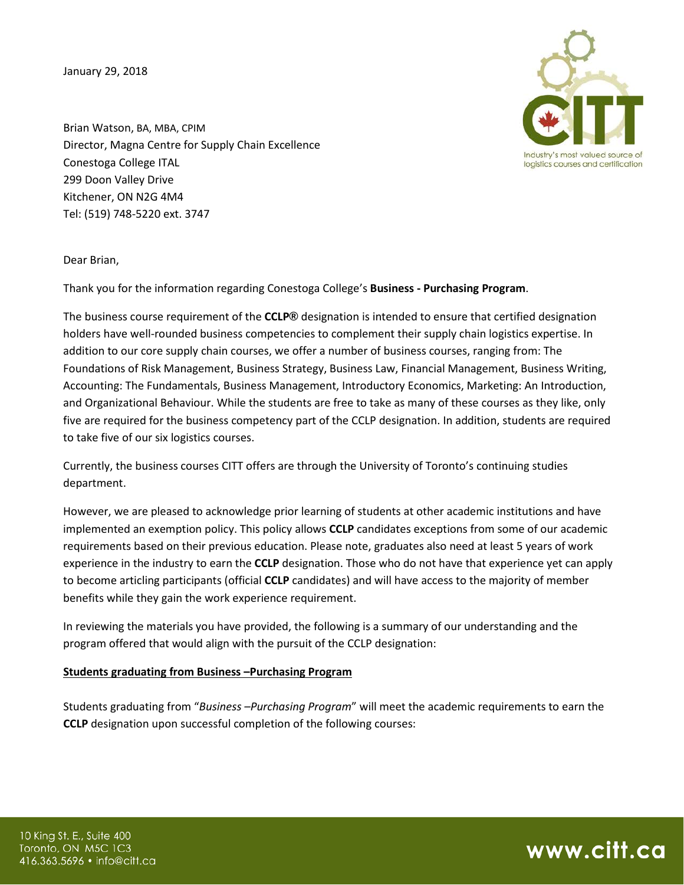January 29, 2018

Brian Watson, BA, MBA, CPIM
Director, Magna Centre for Supply Chain Excellence
Conestoga College ITAL
299 Doon Valley Drive
Kitchener, ON N2G 4M4
Tel: (519) 748-5220 ext. 3747

Dear Brian,

Thank you for the information regarding Conestoga College's **Business - Purchasing Program**.

The business course requirement of the **CCLP®** designation is intended to ensure that certified designation holders have well-rounded business competencies to complement their supply chain logistics expertise. In addition to our core supply chain courses, we offer a number of business courses, ranging from: The Foundations of Risk Management, Business Strategy, Business Law, Financial Management, Business Writing, Accounting: The Fundamentals, Business Management, Introductory Economics, Marketing: An Introduction, and Organizational Behaviour. While the students are free to take as many of these courses as they like, only five are required for the business competency part of the CCLP designation. In addition, students are required to take five of our six logistics courses.

Currently, the business courses CITT offers are through the University of Toronto's continuing studies department.

However, we are pleased to acknowledge prior learning of students at other academic institutions and have implemented an exemption policy. This policy allows **CCLP** candidates exceptions from some of our academic requirements based on their previous education. Please note, graduates also need at least 5 years of work experience in the industry to earn the **CCLP** designation. Those who do not have that experience yet can apply to become articling participants (official **CCLP** candidates) and will have access to the majority of member benefits while they gain the work experience requirement.

In reviewing the materials you have provided, the following is a summary of our understanding and the program offered that would align with the pursuit of the CCLP designation:

**Students graduating from Business –Purchasing Program**

Students graduating from "*Business –Purchasing Program*" will meet the academic requirements to earn the **CCLP** designation upon successful completion of the following courses: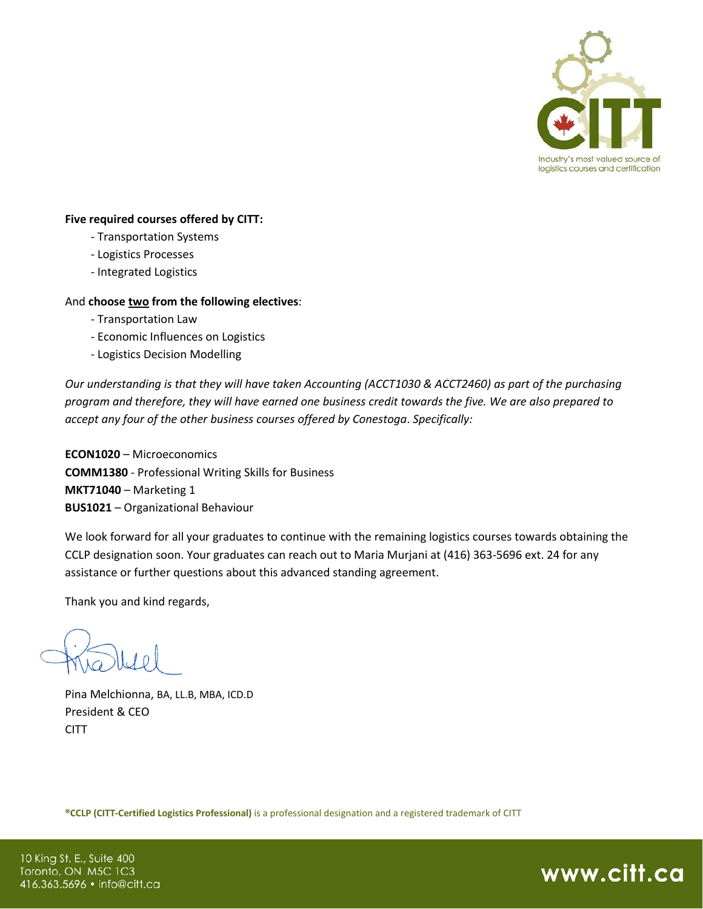**Five required courses offered by CITT:**

- Transportation Systems
- Logistics Processes
- Integrated Logistics

And **choose <u>two</u> from the following electives**:

- Transportation Law
- Economic Influences on Logistics
- Logistics Decision Modelling

*Our understanding is that they will have taken Accounting (ACCT1030 & ACCT2460) as part of the purchasing program and therefore, they will have earned one business credit towards the five. We are also prepared to accept any four of the other business courses offered by Conestoga. Specifically:*

**ECON1020** – Microeconomics
**COMM1380** - Professional Writing Skills for Business
**MKT71040** – Marketing 1
**BUS1021** – Organizational Behaviour

We look forward for all your graduates to continue with the remaining logistics courses towards obtaining the CCLP designation soon. Your graduates can reach out to Maria Murjani at (416) 363-5696 ext. 24 for any assistance or further questions about this advanced standing agreement.

Thank you and kind regards,

Pina Melchionna, BA, LL.B, MBA, ICD.D
President & CEO
CITT

®**CCLP (CITT-Certified Logistics Professional)** is a professional designation and a registered trademark of CITT

10 King St. E., Suite 400
Toronto, ON M5C 1C3
416.363.5696 • info@citt.ca

www.citt.ca